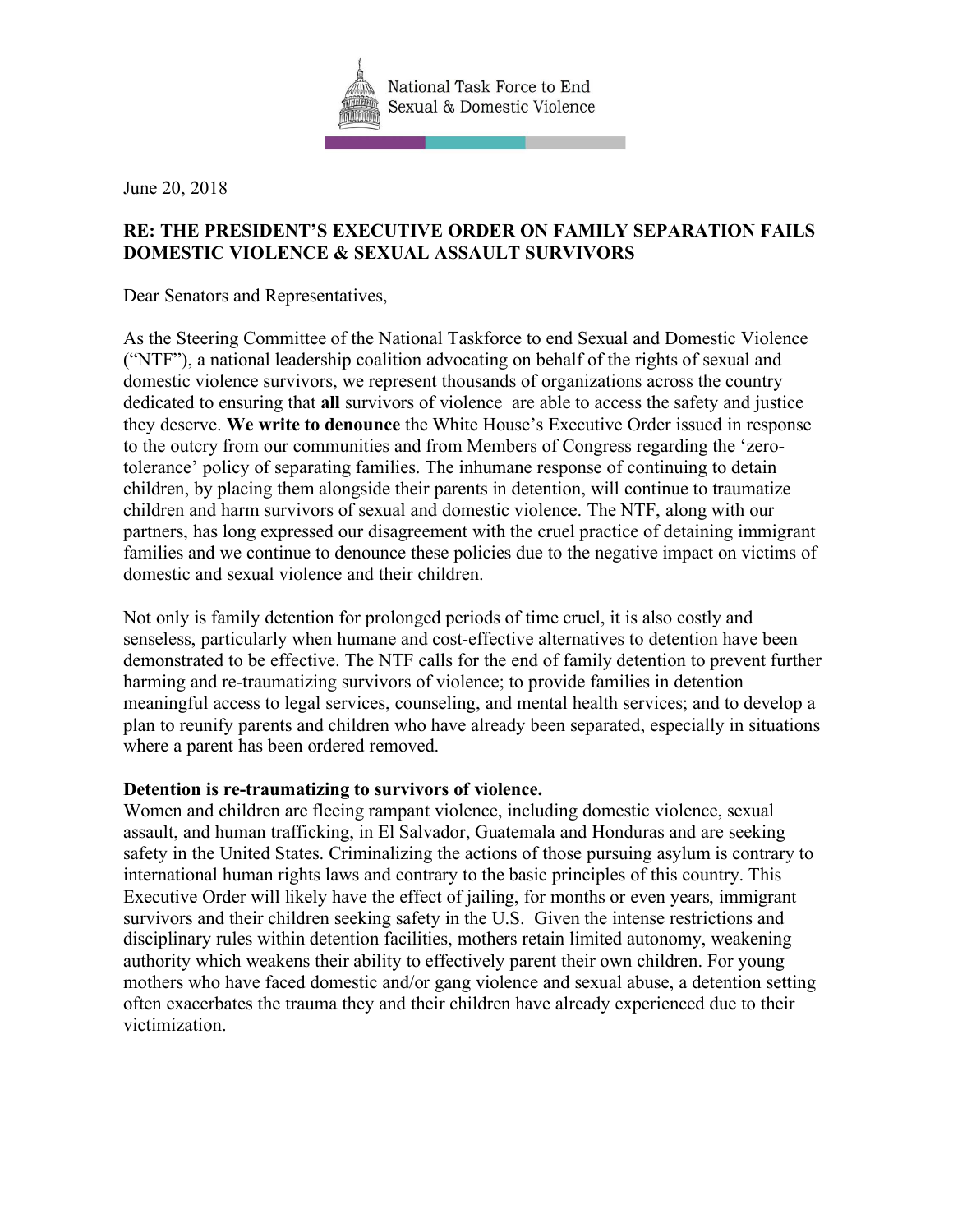National Task Force to End Sexual & Domestic Violence

June 20, 2018

**RE: THE PRESIDENT'S EXECUTIVE ORDER ON FAMILY SEPARATION FAILS DOMESTIC VIOLENCE & SEXUAL ASSAULT SURVIVORS**

Dear Senators and Representatives,

As the Steering Committee of the National Taskforce to end Sexual and Domestic Violence ("NTF"), a national leadership coalition advocating on behalf of the rights of sexual and domestic violence survivors, we represent thousands of organizations across the country dedicated to ensuring that **all** survivors of violence are able to access the safety and justice they deserve. **We write to denounce** the White House's Executive Order issued in response to the outcry from our communities and from Members of Congress regarding the 'zero-tolerance' policy of separating families. The inhumane response of continuing to detain children, by placing them alongside their parents in detention, will continue to traumatize children and harm survivors of sexual and domestic violence. The NTF, along with our partners, has long expressed our disagreement with the cruel practice of detaining immigrant families and we continue to denounce these policies due to the negative impact on victims of domestic and sexual violence and their children.

Not only is family detention for prolonged periods of time cruel, it is also costly and senseless, particularly when humane and cost-effective alternatives to detention have been demonstrated to be effective. The NTF calls for the end of family detention to prevent further harming and re-traumatizing survivors of violence; to provide families in detention meaningful access to legal services, counseling, and mental health services; and to develop a plan to reunify parents and children who have already been separated, especially in situations where a parent has been ordered removed.

**Detention is re-traumatizing to survivors of violence.**

Women and children are fleeing rampant violence, including domestic violence, sexual assault, and human trafficking, in El Salvador, Guatemala and Honduras and are seeking safety in the United States. Criminalizing the actions of those pursuing asylum is contrary to international human rights laws and contrary to the basic principles of this country. This Executive Order will likely have the effect of jailing, for months or even years, immigrant survivors and their children seeking safety in the U.S. Given the intense restrictions and disciplinary rules within detention facilities, mothers retain limited autonomy, weakening authority which weakens their ability to effectively parent their own children. For young mothers who have faced domestic and/or gang violence and sexual abuse, a detention setting often exacerbates the trauma they and their children have already experienced due to their victimization.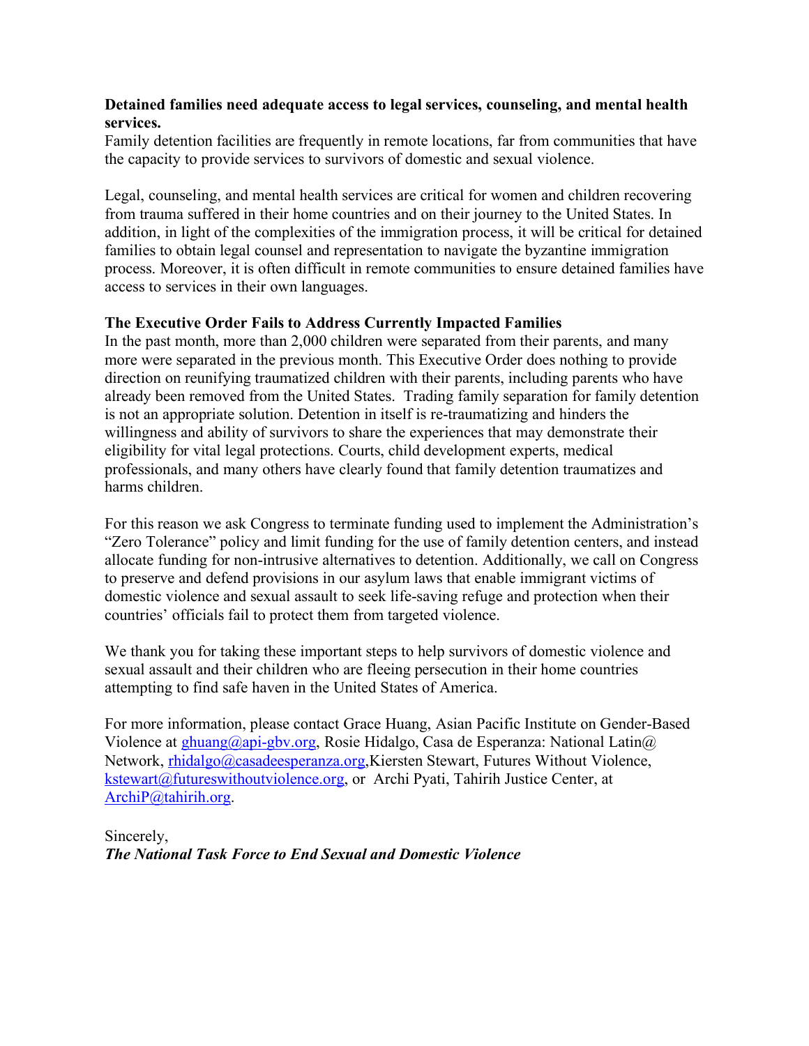**Detained families need adequate access to legal services, counseling, and mental health services.**

Family detention facilities are frequently in remote locations, far from communities that have the capacity to provide services to survivors of domestic and sexual violence.

Legal, counseling, and mental health services are critical for women and children recovering from trauma suffered in their home countries and on their journey to the United States. In addition, in light of the complexities of the immigration process, it will be critical for detained families to obtain legal counsel and representation to navigate the byzantine immigration process. Moreover, it is often difficult in remote communities to ensure detained families have access to services in their own languages.

**The Executive Order Fails to Address Currently Impacted Families**

In the past month, more than 2,000 children were separated from their parents, and many more were separated in the previous month. This Executive Order does nothing to provide direction on reunifying traumatized children with their parents, including parents who have already been removed from the United States. Trading family separation for family detention is not an appropriate solution. Detention in itself is re-traumatizing and hinders the willingness and ability of survivors to share the experiences that may demonstrate their eligibility for vital legal protections. Courts, child development experts, medical professionals, and many others have clearly found that family detention traumatizes and harms children.

For this reason we ask Congress to terminate funding used to implement the Administration's "Zero Tolerance" policy and limit funding for the use of family detention centers, and instead allocate funding for non-intrusive alternatives to detention. Additionally, we call on Congress to preserve and defend provisions in our asylum laws that enable immigrant victims of domestic violence and sexual assault to seek life-saving refuge and protection when their countries' officials fail to protect them from targeted violence.

We thank you for taking these important steps to help survivors of domestic violence and sexual assault and their children who are fleeing persecution in their home countries attempting to find safe haven in the United States of America.

For more information, please contact Grace Huang, Asian Pacific Institute on Gender-Based Violence at ghuang@api-gbv.org, Rosie Hidalgo, Casa de Esperanza: National Latin@ Network, rhidalgo@casadeesperanza.org,Kiersten Stewart, Futures Without Violence, kstewart@futureswithoutviolence.org, or Archi Pyati, Tahirih Justice Center, at ArchiP@tahirih.org.

Sincerely,
***The National Task Force to End Sexual and Domestic Violence***